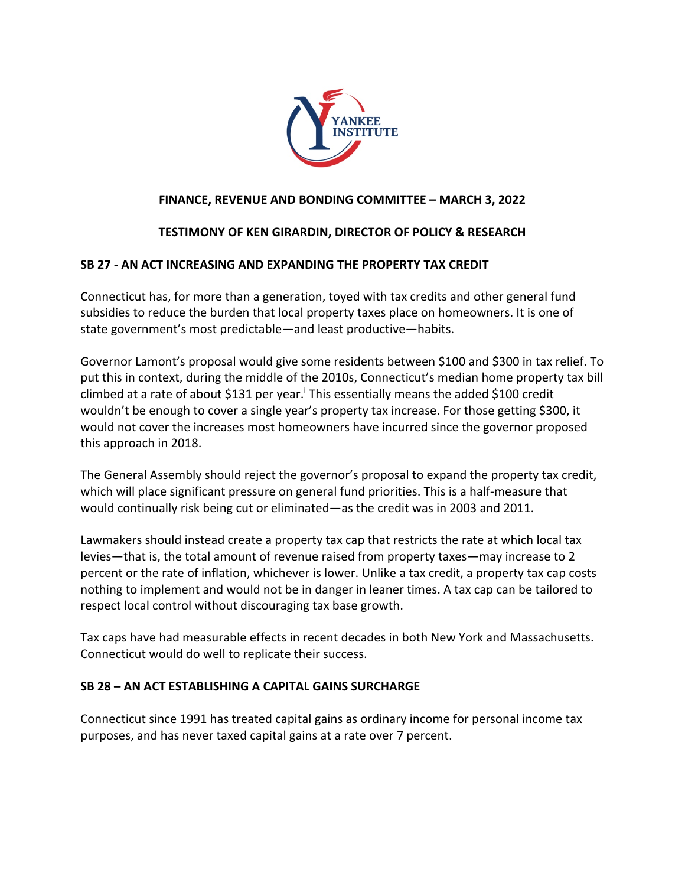**FINANCE, REVENUE AND BONDING COMMITTEE – MARCH 3, 2022**

**TESTIMONY OF KEN GIRARDIN, DIRECTOR OF POLICY & RESEARCH**

**SB 27 - AN ACT INCREASING AND EXPANDING THE PROPERTY TAX CREDIT**

Connecticut has, for more than a generation, toyed with tax credits and other general fund subsidies to reduce the burden that local property taxes place on homeowners. It is one of state government's most predictable—and least productive—habits.

Governor Lamont's proposal would give some residents between $100 and $300 in tax relief. To put this in context, during the middle of the 2010s, Connecticut's median home property tax bill climbed at a rate of about $131 per year.[i] This essentially means the added $100 credit wouldn't be enough to cover a single year's property tax increase. For those getting $300, it would not cover the increases most homeowners have incurred since the governor proposed this approach in 2018.

The General Assembly should reject the governor's proposal to expand the property tax credit, which will place significant pressure on general fund priorities. This is a half-measure that would continually risk being cut or eliminated—as the credit was in 2003 and 2011.

Lawmakers should instead create a property tax cap that restricts the rate at which local tax levies—that is, the total amount of revenue raised from property taxes—may increase to 2 percent or the rate of inflation, whichever is lower. Unlike a tax credit, a property tax cap costs nothing to implement and would not be in danger in leaner times. A tax cap can be tailored to respect local control without discouraging tax base growth.

Tax caps have had measurable effects in recent decades in both New York and Massachusetts. Connecticut would do well to replicate their success.

**SB 28 – AN ACT ESTABLISHING A CAPITAL GAINS SURCHARGE**

Connecticut since 1991 has treated capital gains as ordinary income for personal income tax purposes, and has never taxed capital gains at a rate over 7 percent.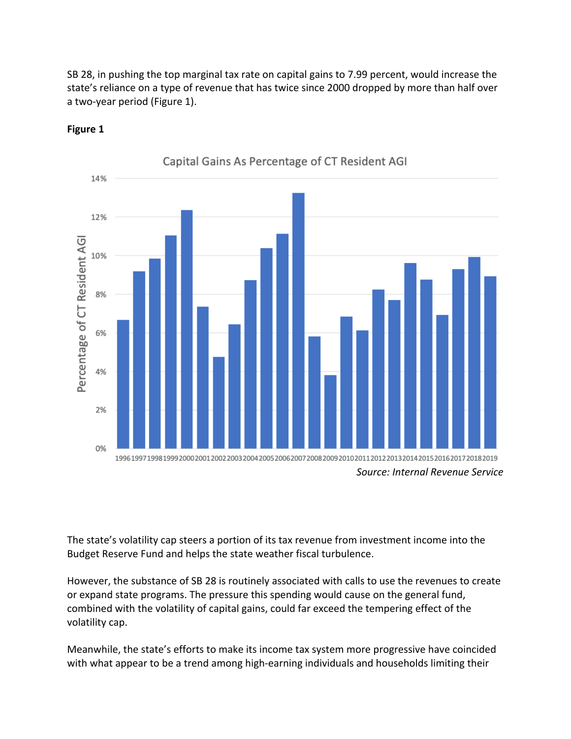SB 28, in pushing the top marginal tax rate on capital gains to 7.99 percent, would increase the state's reliance on a type of revenue that has twice since 2000 dropped by more than half over a two-year period (Figure 1).

**Figure 1**

Capital Gains As Percentage of CT Resident AGI

*Source: Internal Revenue Service*

The state's volatility cap steers a portion of its tax revenue from investment income into the Budget Reserve Fund and helps the state weather fiscal turbulence.

However, the substance of SB 28 is routinely associated with calls to use the revenues to create or expand state programs. The pressure this spending would cause on the general fund, combined with the volatility of capital gains, could far exceed the tempering effect of the volatility cap.

Meanwhile, the state's efforts to make its income tax system more progressive have coincided with what appear to be a trend among high-earning individuals and households limiting their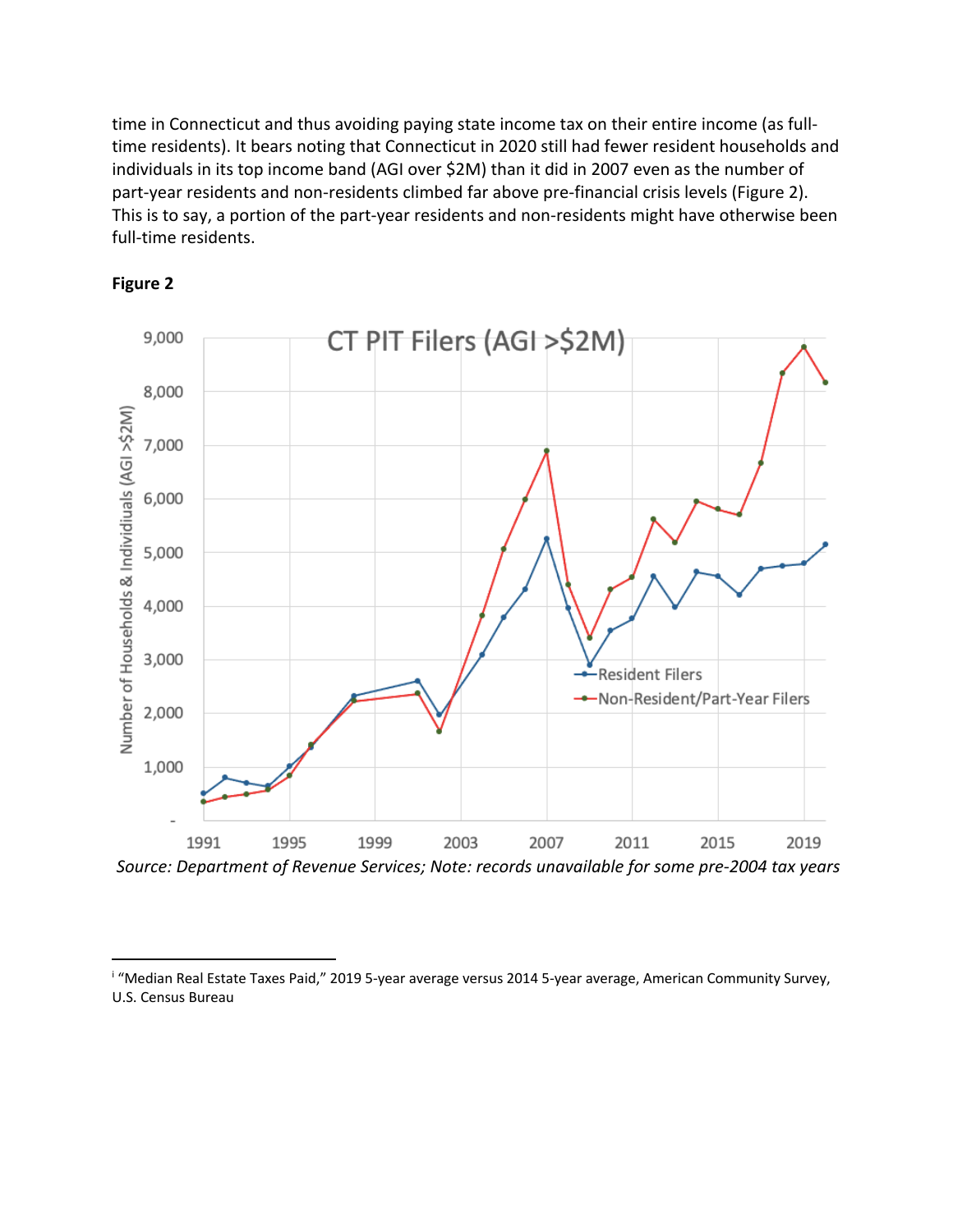time in Connecticut and thus avoiding paying state income tax on their entire income (as full-time residents). It bears noting that Connecticut in 2020 still had fewer resident households and individuals in its top income band (AGI over $2M) than it did in 2007 even as the number of part-year residents and non-residents climbed far above pre-financial crisis levels (Figure 2). This is to say, a portion of the part-year residents and non-residents might have otherwise been full-time residents.

**Figure 2**

CT PIT Filers (AGI >$2M)

Number of Households & Individuals (AGI >$2M)

9,000
8,000
7,000
6,000
5,000
4,000
3,000
2,000
1,000
-

1991 1995 1999 2003 2007 2011 2015 2019

Resident Filers
Non-Resident/Part-Year Filers

*Source: Department of Revenue Services; Note: records unavailable for some pre-2004 tax years*

---

[i] "Median Real Estate Taxes Paid," 2019 5-year average versus 2014 5-year average, American Community Survey, U.S. Census Bureau